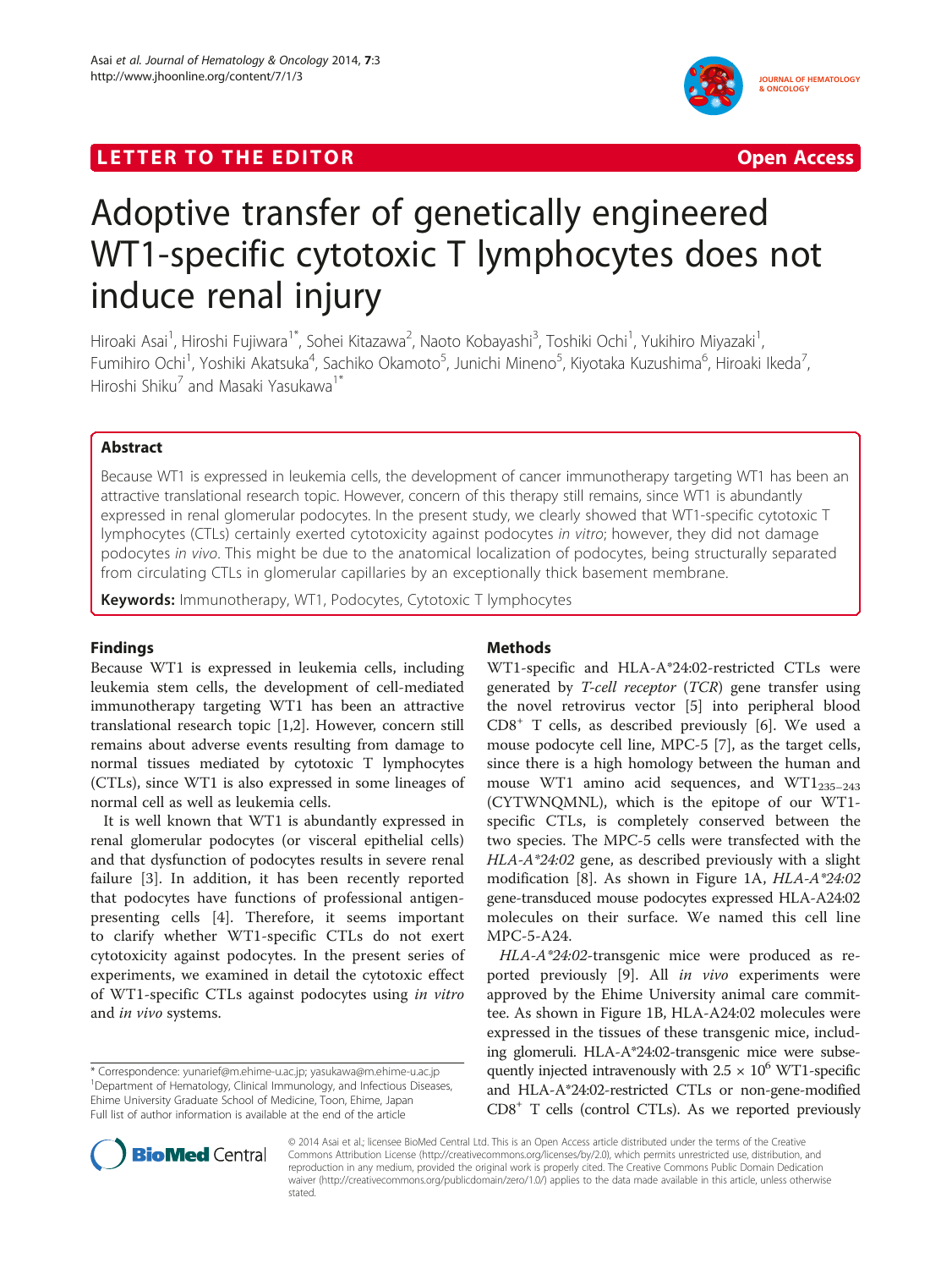LETTER TO THE EDITOR Open Access

# Adoptive transfer of genetically engineered WT1-specific cytotoxic T lymphocytes does not induce renal injury

Hiroaki Asai[1], Hiroshi Fujiwara[1*], Sohei Kitazawa[2], Naoto Kobayashi[3], Toshiki Ochi[1], Yukihiro Miyazaki[1], Fumihiro Ochi[1], Yoshiki Akatsuka[4], Sachiko Okamoto[5], Junichi Mineno[5], Kiyotaka Kuzushima[6], Hiroaki Ikeda[7], Hiroshi Shiku[7] and Masaki Yasukawa[1*]

## Abstract

Because WT1 is expressed in leukemia cells, the development of cancer immunotherapy targeting WT1 has been an attractive translational research topic. However, concern of this therapy still remains, since WT1 is abundantly expressed in renal glomerular podocytes. In the present study, we clearly showed that WT1-specific cytotoxic T lymphocytes (CTLs) certainly exerted cytotoxicity against podocytes *in vitro*; however, they did not damage podocytes *in vivo*. This might be due to the anatomical localization of podocytes, being structurally separated from circulating CTLs in glomerular capillaries by an exceptionally thick basement membrane.

**Keywords:** Immunotherapy, WT1, Podocytes, Cytotoxic T lymphocytes

## Findings

Because WT1 is expressed in leukemia cells, including leukemia stem cells, the development of cell-mediated immunotherapy targeting WT1 has been an attractive translational research topic [1,2]. However, concern still remains about adverse events resulting from damage to normal tissues mediated by cytotoxic T lymphocytes (CTLs), since WT1 is also expressed in some lineages of normal cell as well as leukemia cells.

It is well known that WT1 is abundantly expressed in renal glomerular podocytes (or visceral epithelial cells) and that dysfunction of podocytes results in severe renal failure [3]. In addition, it has been recently reported that podocytes have functions of professional antigen-presenting cells [4]. Therefore, it seems important to clarify whether WT1-specific CTLs do not exert cytotoxicity against podocytes. In the present series of experiments, we examined in detail the cytotoxic effect of WT1-specific CTLs against podocytes using *in vitro* and *in vivo* systems.

## Methods

WT1-specific and HLA-A*24:02-restricted CTLs were generated by *T-cell receptor* (*TCR*) gene transfer using the novel retrovirus vector [5] into peripheral blood $CD8^+$ T cells, as described previously [6]. We used a mouse podocyte cell line, MPC-5 [7], as the target cells, since there is a high homology between the human and mouse WT1 amino acid sequences, and $WT1_{235-243}$ (CYTWNQMNL), which is the epitope of our WT1-specific CTLs, is completely conserved between the two species. The MPC-5 cells were transfected with the *HLA-A*24:02* gene, as described previously with a slight modification [8]. As shown in Figure 1A, *HLA-A*24:02* gene-transduced mouse podocytes expressed HLA-A24:02 molecules on their surface. We named this cell line MPC-5-A24.

*HLA-A*24:02*-transgenic mice were produced as reported previously [9]. All *in vivo* experiments were approved by the Ehime University animal care committee. As shown in Figure 1B, HLA-A24:02 molecules were expressed in the tissues of these transgenic mice, including glomeruli. HLA-A*24:02-transgenic mice were subsequently injected intravenously with $2.5 \times 10^6$ WT1-specific and HLA-A*24:02-restricted CTLs or non-gene-modified $CD8^+$ T cells (control CTLs). As we reported previously

\* Correspondence: yunarief@m.ehime-u.ac.jp; yasukawa@m.ehime-u.ac.jp
[1]Department of Hematology, Clinical Immunology, and Infectious Diseases, Ehime University Graduate School of Medicine, Toon, Ehime, Japan
Full list of author information is available at the end of the article

© 2014 Asai et al.; licensee BioMed Central Ltd. This is an Open Access article distributed under the terms of the Creative Commons Attribution License (http://creativecommons.org/licenses/by/2.0), which permits unrestricted use, distribution, and reproduction in any medium, provided the original work is properly cited. The Creative Commons Public Domain Dedication waiver (http://creativecommons.org/publicdomain/zero/1.0/) applies to the data made available in this article, unless otherwise stated.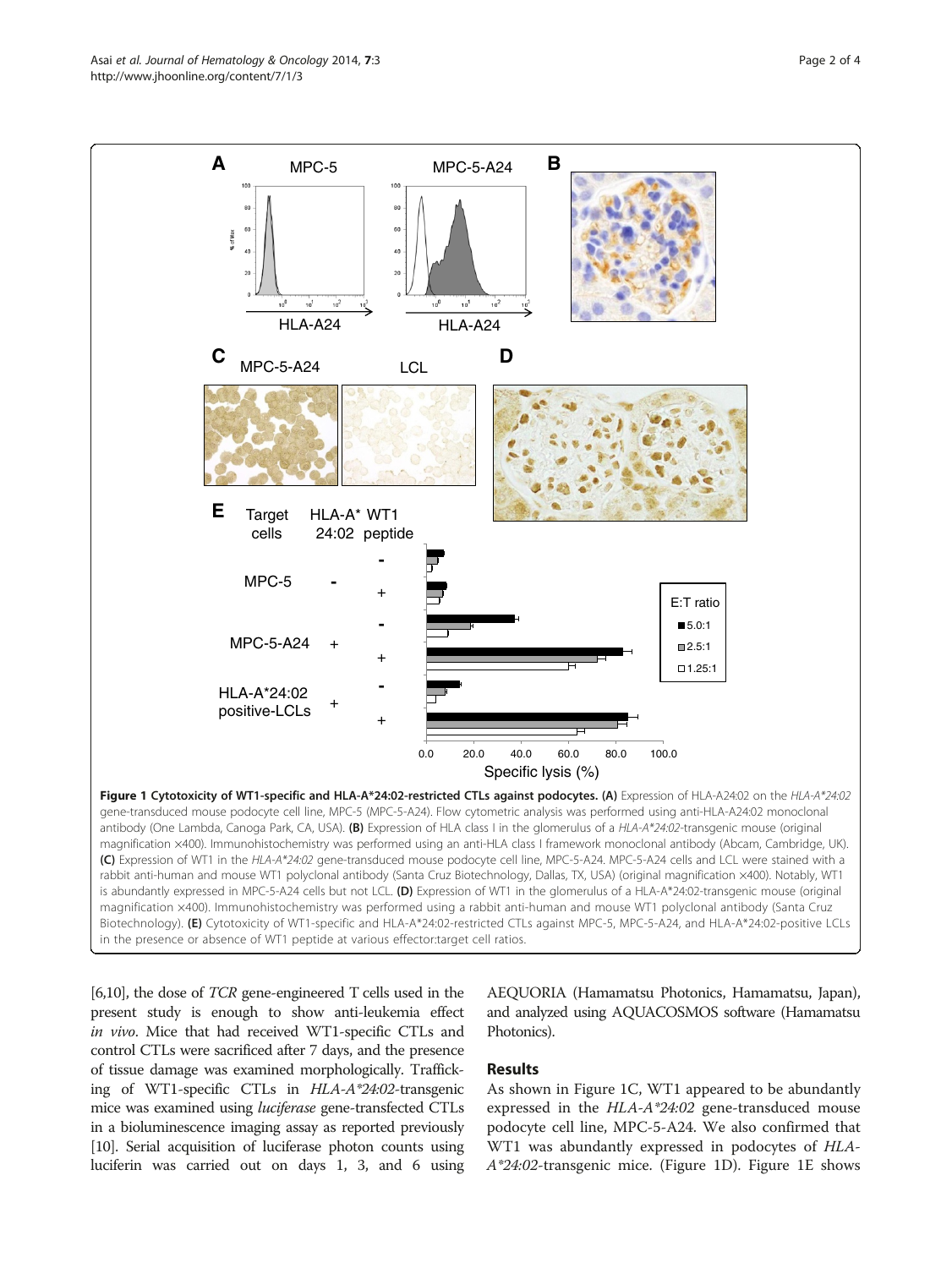**Figure 1 Cytotoxicity of WT1-specific and HLA-A*24:02-restricted CTLs against podocytes.** **(A)** Expression of HLA-A24:02 on the *HLA-A*24:02* gene-transduced mouse podocyte cell line, MPC-5 (MPC-5-A24). Flow cytometric analysis was performed using anti-HLA-A24:02 monoclonal antibody (One Lambda, Canoga Park, CA, USA). **(B)** Expression of HLA class I in the glomerulus of a *HLA-A*24:02*-transgenic mouse (original magnification ×400). Immunohistochemistry was performed using an anti-HLA class I framework monoclonal antibody (Abcam, Cambridge, UK). **(C)** Expression of WT1 in the *HLA-A*24:02* gene-transduced mouse podocyte cell line, MPC-5-A24. MPC-5-A24 cells and LCL were stained with a rabbit anti-human and mouse WT1 polyclonal antibody (Santa Cruz Biotechnology, Dallas, TX, USA) (original magnification ×400). Notably, WT1 is abundantly expressed in MPC-5-A24 cells but not LCL. **(D)** Expression of WT1 in the glomerulus of a HLA-A*24:02-transgenic mouse (original magnification ×400). Immunohistochemistry was performed using a rabbit anti-human and mouse WT1 polyclonal antibody (Santa Cruz Biotechnology). **(E)** Cytotoxicity of WT1-specific and HLA-A*24:02-restricted CTLs against MPC-5, MPC-5-A24, and HLA-A*24:02-positive LCLs in the presence or absence of WT1 peptide at various effector:target cell ratios.

[6,10], the dose of *TCR* gene-engineered T cells used in the present study is enough to show anti-leukemia effect *in vivo*. Mice that had received WT1-specific CTLs and control CTLs were sacrificed after 7 days, and the presence of tissue damage was examined morphologically. Trafficking of WT1-specific CTLs in *HLA-A*24:02*-transgenic mice was examined using *luciferase* gene-transfected CTLs in a bioluminescence imaging assay as reported previously [10]. Serial acquisition of luciferase photon counts using luciferin was carried out on days 1, 3, and 6 using AEQUORIA (Hamamatsu Photonics, Hamamatsu, Japan), and analyzed using AQUACOSMOS software (Hamamatsu Photonics).

## Results

As shown in Figure 1C, WT1 appeared to be abundantly expressed in the *HLA-A*24:02* gene-transduced mouse podocyte cell line, MPC-5-A24. We also confirmed that WT1 was abundantly expressed in podocytes of *HLA-A*24:02*-transgenic mice. (Figure 1D). Figure 1E shows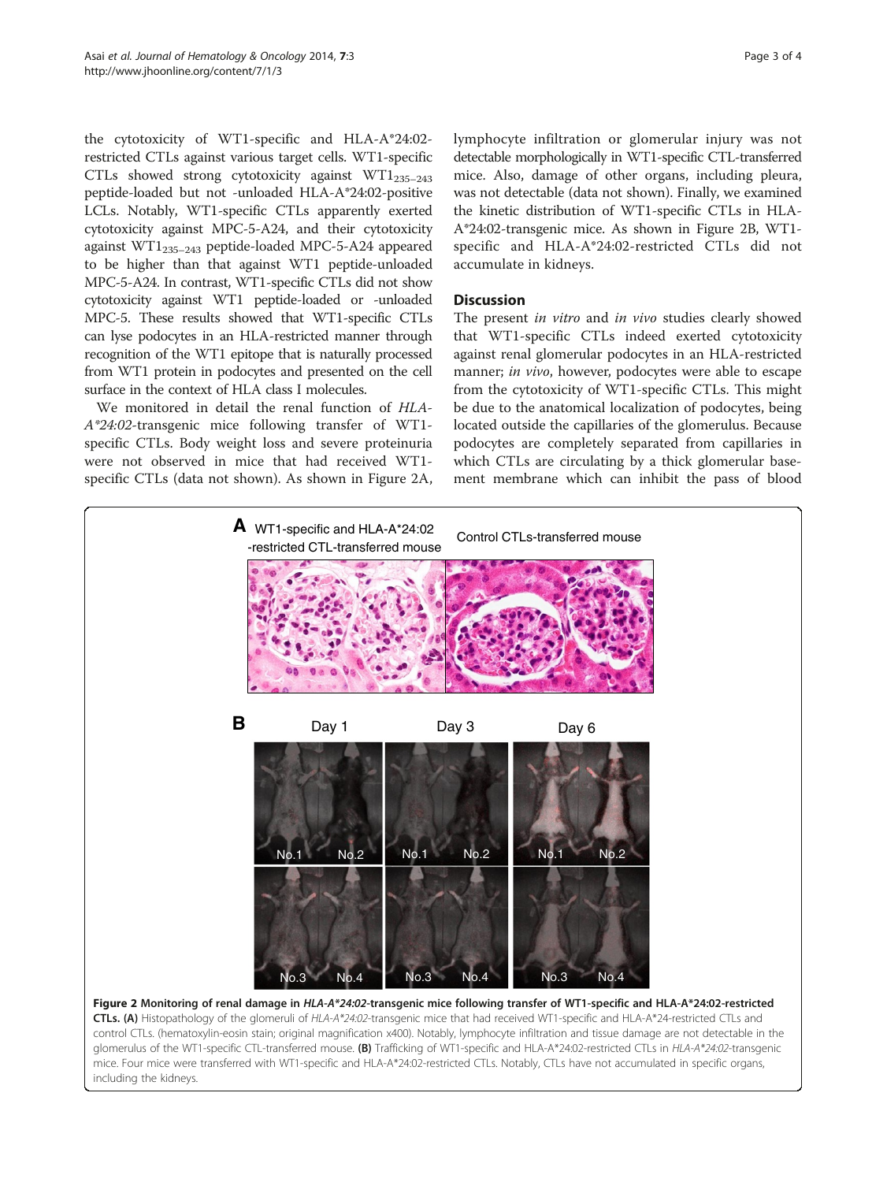the cytotoxicity of WT1-specific and HLA-A*24:02-restricted CTLs against various target cells. WT1-specific CTLs showed strong cytotoxicity against $WT1_{235-243}$ peptide-loaded but not -unloaded HLA-A*24:02-positive LCLs. Notably, WT1-specific CTLs apparently exerted cytotoxicity against MPC-5-A24, and their cytotoxicity against $WT1_{235-243}$ peptide-loaded MPC-5-A24 appeared to be higher than that against WT1 peptide-unloaded MPC-5-A24. In contrast, WT1-specific CTLs did not show cytotoxicity against WT1 peptide-loaded or -unloaded MPC-5. These results showed that WT1-specific CTLs can lyse podocytes in an HLA-restricted manner through recognition of the WT1 epitope that is naturally processed from WT1 protein in podocytes and presented on the cell surface in the context of HLA class I molecules.

We monitored in detail the renal function of *HLA-A*24:02*-transgenic mice following transfer of WT1-specific CTLs. Body weight loss and severe proteinuria were not observed in mice that had received WT1-specific CTLs (data not shown). As shown in Figure 2A, lymphocyte infiltration or glomerular injury was not detectable morphologically in WT1-specific CTL-transferred mice. Also, damage of other organs, including pleura, was not detectable (data not shown). Finally, we examined the kinetic distribution of WT1-specific CTLs in HLA-A*24:02-transgenic mice. As shown in Figure 2B, WT1-specific and HLA-A*24:02-restricted CTLs did not accumulate in kidneys.

## Discussion

The present *in vitro* and *in vivo* studies clearly showed that WT1-specific CTLs indeed exerted cytotoxicity against renal glomerular podocytes in an HLA-restricted manner; *in vivo*, however, podocytes were able to escape from the cytotoxicity of WT1-specific CTLs. This might be due to the anatomical localization of podocytes, being located outside the capillaries of the glomerulus. Because podocytes are completely separated from capillaries in which CTLs are circulating by a thick glomerular basement membrane which can inhibit the pass of blood

**Figure 2 Monitoring of renal damage in *HLA-A*24:02*-transgenic mice following transfer of WT1-specific and HLA-A*24:02-restricted CTLs.** **(A)** Histopathology of the glomeruli of *HLA-A*24:02*-transgenic mice that had received WT1-specific and HLA-A*24-restricted CTLs and control CTLs. (hematoxylin-eosin stain; original magnification x400). Notably, lymphocyte infiltration and tissue damage are not detectable in the glomerulus of the WT1-specific CTL-transferred mouse. **(B)** Trafficking of WT1-specific and HLA-A*24:02-restricted CTLs in *HLA-A*24:02*-transgenic mice. Four mice were transferred with WT1-specific and HLA-A*24:02-restricted CTLs. Notably, CTLs have not accumulated in specific organs, including the kidneys.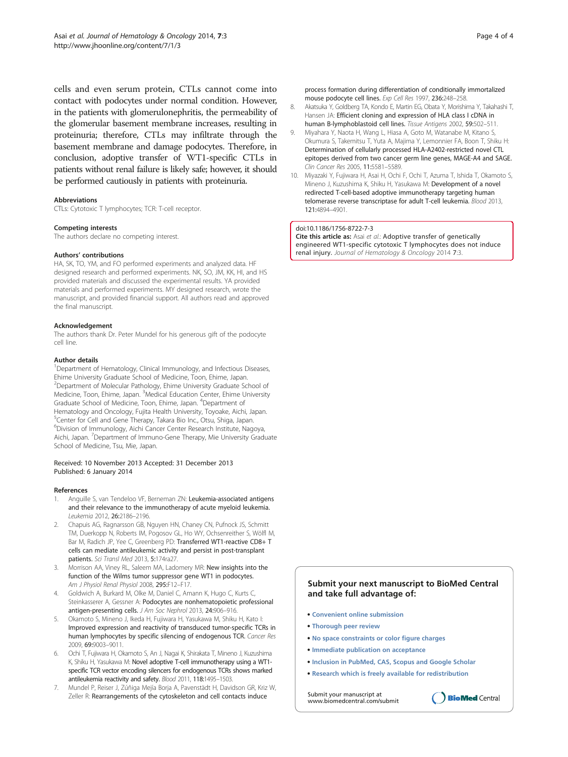cells and even serum protein, CTLs cannot come into contact with podocytes under normal condition. However, in the patients with glomerulonephritis, the permeability of the glomerular basement membrane increases, resulting in proteinuria; therefore, CTLs may infiltrate through the basement membrane and damage podocytes. Therefore, in conclusion, adoptive transfer of WT1-specific CTLs in patients without renal failure is likely safe; however, it should be performed cautiously in patients with proteinuria.

### Abbreviations
CTLs: Cytotoxic T lymphocytes; TCR: T-cell receptor.

### Competing interests
The authors declare no competing interest.

### Authors' contributions
HA, SK, TO, YM, and FO performed experiments and analyzed data. HF designed research and performed experiments. NK, SO, JM, KK, HI, and HS provided materials and discussed the experimental results. YA provided materials and performed experiments. MY designed research, wrote the manuscript, and provided financial support. All authors read and approved the final manuscript.

### Acknowledgement
The authors thank Dr. Peter Mundel for his generous gift of the podocyte cell line.

### Author details
[1]Department of Hematology, Clinical Immunology, and Infectious Diseases, Ehime University Graduate School of Medicine, Toon, Ehime, Japan. [2]Department of Molecular Pathology, Ehime University Graduate School of Medicine, Toon, Ehime, Japan. [3]Medical Education Center, Ehime University Graduate School of Medicine, Toon, Ehime, Japan. [4]Department of Hematology and Oncology, Fujita Health University, Toyoake, Aichi, Japan. [5]Center for Cell and Gene Therapy, Takara Bio Inc., Otsu, Shiga, Japan. [6]Division of Immunology, Aichi Cancer Center Research Institute, Nagoya, Aichi, Japan. [7]Department of Immuno-Gene Therapy, Mie University Graduate School of Medicine, Tsu, Mie, Japan.

Received: 10 November 2013 Accepted: 31 December 2013
Published: 6 January 2014

### References
1. Anguille S, van Tendeloo VF, Berneman ZN: **Leukemia-associated antigens and their relevance to the immunotherapy of acute myeloid leukemia.** *Leukemia* 2012, **26:**2186–2196.
2. Chapuis AG, Ragnarsson GB, Nguyen HN, Chaney CN, Pufnock JS, Schmitt TM, Duerkopp N, Roberts IM, Pogosov GL, Ho WY, Ochsenreither S, Wölfl M, Bar M, Radich JP, Yee C, Greenberg PD: **Transferred WT1-reactive CD8+ T cells can mediate antileukemic activity and persist in post-transplant patients.** *Sci Transl Med* 2013, **5:**174ra27.
3. Morrison AA, Viney RL, Saleem MA, Ladomery MR: **New insights into the function of the Wilms tumor suppressor gene WT1 in podocytes.** *Am J Physiol Renal Physiol* 2008, **295:**F12–F17.
4. Goldwich A, Burkard M, Olke M, Daniel C, Amann K, Hugo C, Kurts C, Steinkasserer A, Gessner A: **Podocytes are nonhematopoietic professional antigen-presenting cells.** *J Am Soc Nephrol* 2013, **24:**906–916.
5. Okamoto S, Mineno J, Ikeda H, Fujiwara H, Yasukawa M, Shiku H, Kato I: **Improved expression and reactivity of transduced tumor-specific TCRs in human lymphocytes by specific silencing of endogenous TCR.** *Cancer Res* 2009, **69:**9003–9011.
6. Ochi T, Fujiwara H, Okamoto S, An J, Nagai K, Shirakata T, Mineno J, Kuzushima K, Shiku H, Yasukawa M: **Novel adoptive T-cell immunotherapy using a WT1-specific TCR vector encoding silencers for endogenous TCRs shows marked antileukemia reactivity and safety.** *Blood* 2011, **118:**1495–1503.
7. Mundel P, Reiser J, Zúñiga Mejía Borja A, Pavenstädt H, Davidson GR, Kriz W, Zeller R: **Rearrangements of the cytoskeleton and cell contacts induce process formation during differentiation of conditionally immortalized mouse podocyte cell lines.** *Exp Cell Res* 1997, **236:**248–258.
8. Akatsuka Y, Goldberg TA, Kondo E, Martin EG, Obata Y, Morishima Y, Takahashi T, Hansen JA: **Efficient cloning and expression of HLA class I cDNA in human B-lymphoblastoid cell lines.** *Tissue Antigens* 2002, **59:**502–511.
9. Miyahara Y, Naota H, Wang L, Hiasa A, Goto M, Watanabe M, Kitano S, Okumura S, Takemitsu T, Yuta A, Majima Y, Lemonnier FA, Boon T, Shiku H: **Determination of cellularly processed HLA-A2402-restricted novel CTL epitopes derived from two cancer germ line genes, MAGE-A4 and SAGE.** *Clin Cancer Res* 2005, **11:**5581–5589.
10. Miyazaki Y, Fujiwara H, Asai H, Ochi F, Ochi T, Azuma T, Ishida T, Okamoto S, Mineno J, Kuzushima K, Shiku H, Yasukawa M: **Development of a novel redirected T-cell-based adoptive immunotherapy targeting human telomerase reverse transcriptase for adult T-cell leukemia.** *Blood* 2013, **121:**4894–4901.

doi:10.1186/1756-8722-7-3
**Cite this article as:** Asai *et al.*: Adoptive transfer of genetically engineered WT1-specific cytotoxic T lymphocytes does not induce renal injury. *Journal of Hematology & Oncology* 2014 **7**:3.

**Submit your next manuscript to BioMed Central and take full advantage of:**

- Convenient online submission
- Thorough peer review
- No space constraints or color figure charges
- Immediate publication on acceptance
- Inclusion in PubMed, CAS, Scopus and Google Scholar
- Research which is freely available for redistribution

Submit your manuscript at
www.biomedcentral.com/submit

BioMed Central